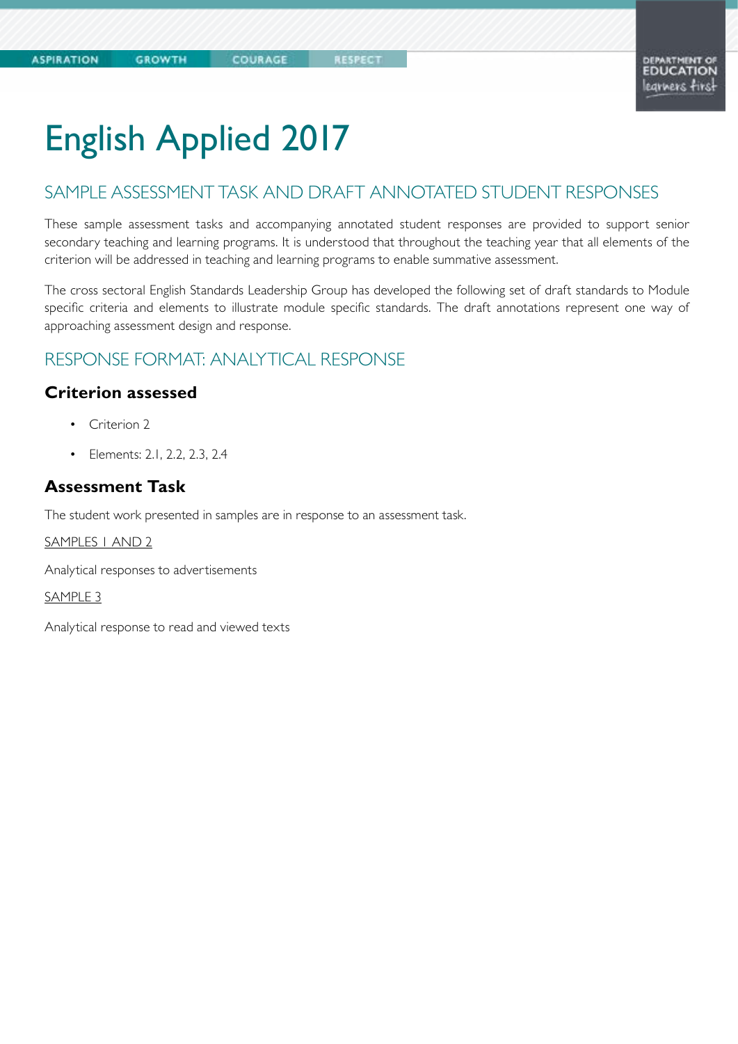# English Applied 2017

## SAMPLE ASSESSMENT TASK AND DRAFT ANNOTATED STUDENT RESPONSES

These sample assessment tasks and accompanying annotated student responses are provided to support senior secondary teaching and learning programs. It is understood that throughout the teaching year that all elements of the criterion will be addressed in teaching and learning programs to enable summative assessment.

The cross sectoral English Standards Leadership Group has developed the following set of draft standards to Module specific criteria and elements to illustrate module specific standards. The draft annotations represent one way of approaching assessment design and response.

## RESPONSE FORMAT: ANALYTICAL RESPONSE

### Criterion assessed

- Criterion 2
- Elements: 2.1, 2.2, 2.3, 2.4

### Assessment Task

The student work presented in samples are in response to an assessment task.

SAMPLES 1 AND 2

Analytical responses to advertisements

SAMPLE 3

Analytical response to read and viewed texts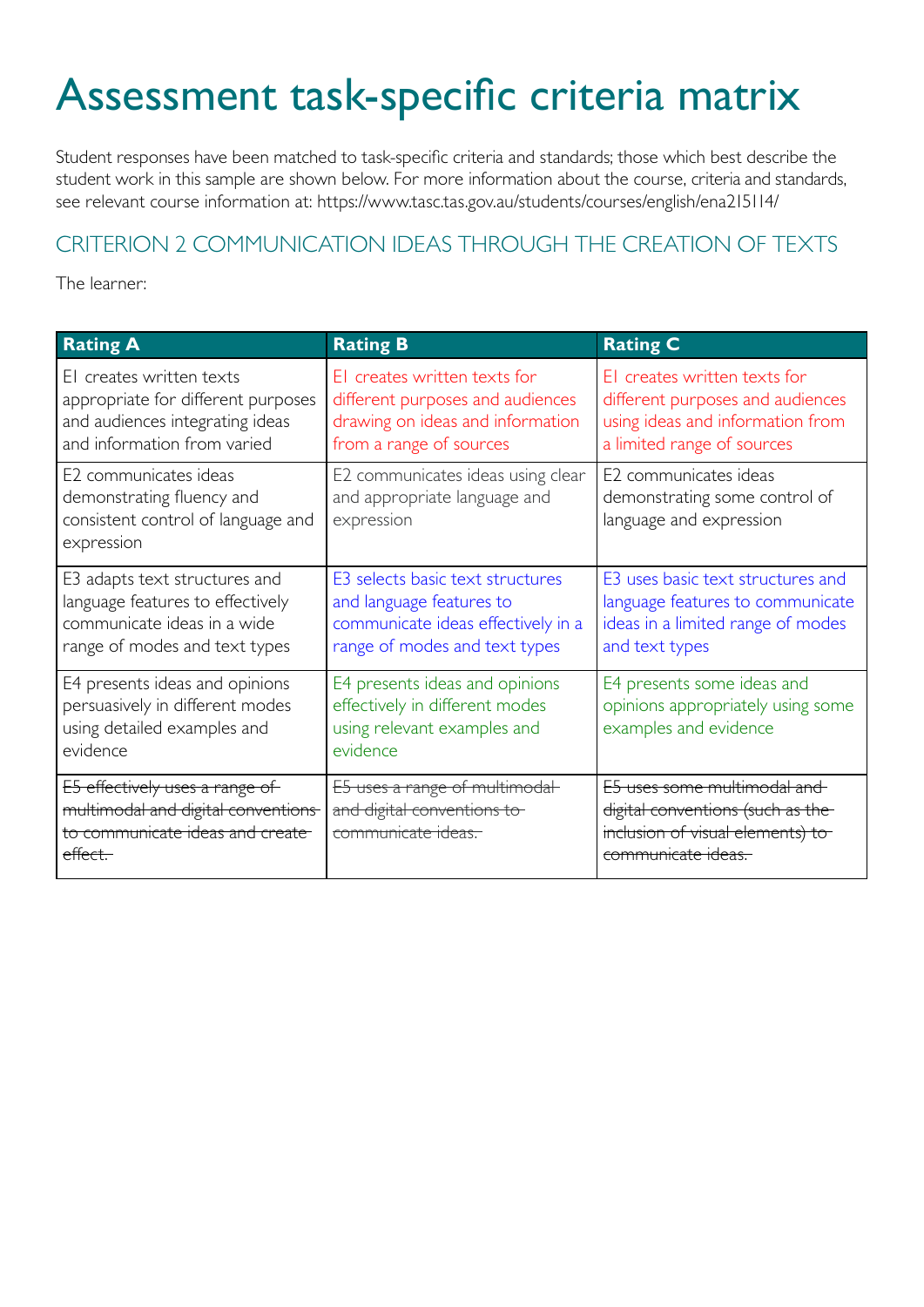# Assessment task-specific criteria matrix

Student responses have been matched to task-specific criteria and standards; those which best describe the student work in this sample are shown below. For more information about the course, criteria and standards, see relevant course information at: https://www.tasc.tas.gov.au/students/courses/english/ena215114/

## CRITERION 2 COMMUNICATION IDEAS THROUGH THE CREATION OF TEXTS

The learner:

| Rating A | Rating B | Rating C |
|---|---|---|
| E1 creates written texts appropriate for different purposes and audiences integrating ideas and information from varied | E1 creates written texts for different purposes and audiences drawing on ideas and information from a range of sources | E1 creates written texts for different purposes and audiences using ideas and information from a limited range of sources |
| E2 communicates ideas demonstrating fluency and consistent control of language and expression | E2 communicates ideas using clear and appropriate language and expression | E2 communicates ideas demonstrating some control of language and expression |
| E3 adapts text structures and language features to effectively communicate ideas in a wide range of modes and text types | E3 selects basic text structures and language features to communicate ideas effectively in a range of modes and text types | E3 uses basic text structures and language features to communicate ideas in a limited range of modes and text types |
| E4 presents ideas and opinions persuasively in different modes using detailed examples and evidence | E4 presents ideas and opinions effectively in different modes using relevant examples and evidence | E4 presents some ideas and opinions appropriately using some examples and evidence |
| ~~E5 effectively uses a range of multimodal and digital conventions to communicate ideas and create effect.~~ | ~~E5 uses a range of multimodal and digital conventions to communicate ideas.~~ | ~~E5 uses some multimodal and digital conventions (such as the inclusion of visual elements) to communicate ideas.~~ |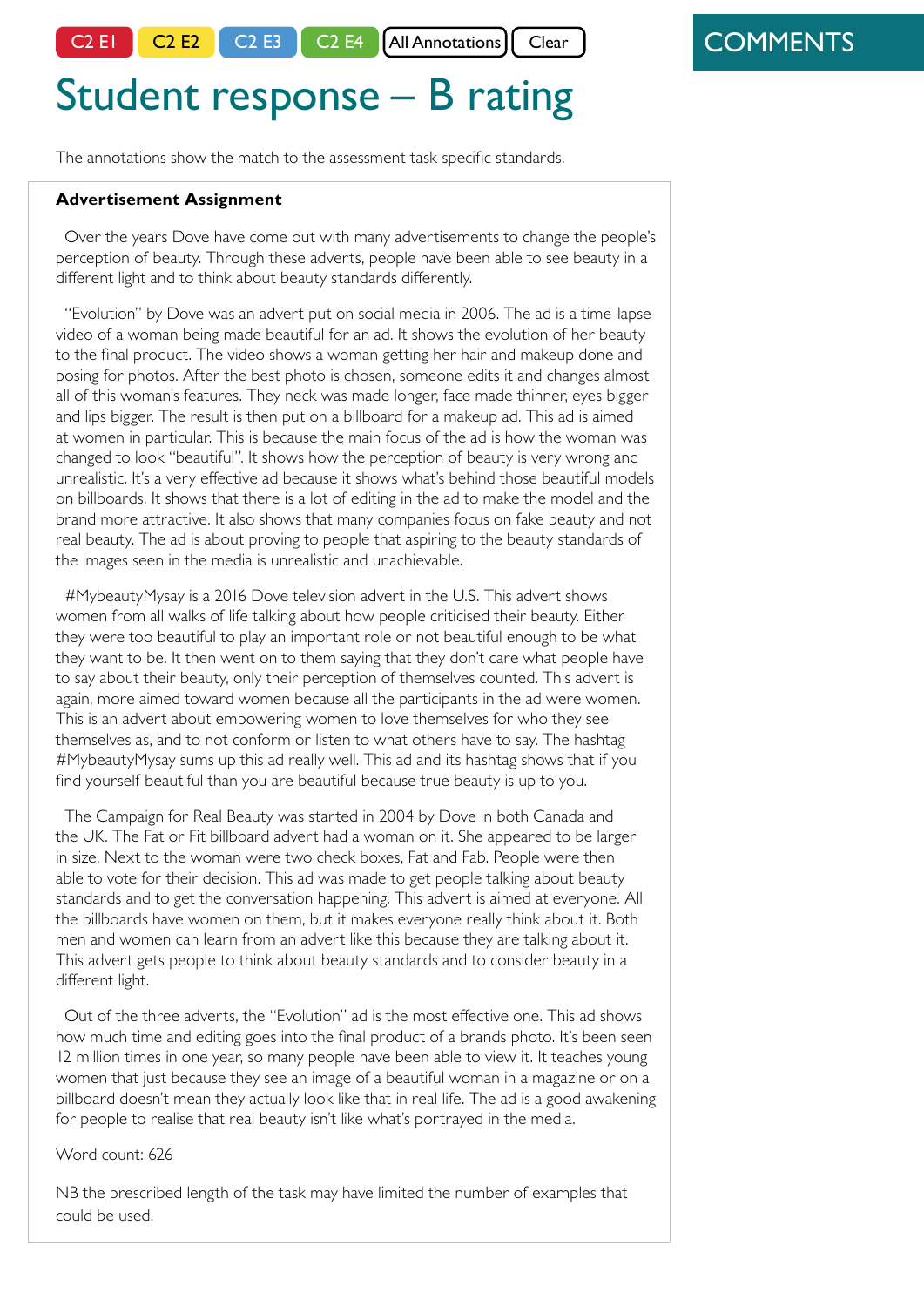C2 E1 C2 E2 C2 E3 C2 E4 All Annotations Clear

COMMENTS

# Student response – B rating

The annotations show the match to the assessment task-specific standards.

**Advertisement Assignment**

Over the years Dove have come out with many advertisements to change the people's perception of beauty. Through these adverts, people have been able to see beauty in a different light and to think about beauty standards differently.

"Evolution" by Dove was an advert put on social media in 2006. The ad is a time-lapse video of a woman being made beautiful for an ad. It shows the evolution of her beauty to the final product. The video shows a woman getting her hair and makeup done and posing for photos. After the best photo is chosen, someone edits it and changes almost all of this woman's features. They neck was made longer, face made thinner, eyes bigger and lips bigger. The result is then put on a billboard for a makeup ad. This ad is aimed at women in particular. This is because the main focus of the ad is how the woman was changed to look "beautiful". It shows how the perception of beauty is very wrong and unrealistic. It's a very effective ad because it shows what's behind those beautiful models on billboards. It shows that there is a lot of editing in the ad to make the model and the brand more attractive. It also shows that many companies focus on fake beauty and not real beauty. The ad is about proving to people that aspiring to the beauty standards of the images seen in the media is unrealistic and unachievable.

#MybeautyMysay is a 2016 Dove television advert in the U.S. This advert shows women from all walks of life talking about how people criticised their beauty. Either they were too beautiful to play an important role or not beautiful enough to be what they want to be. It then went on to them saying that they don't care what people have to say about their beauty, only their perception of themselves counted. This advert is again, more aimed toward women because all the participants in the ad were women. This is an advert about empowering women to love themselves for who they see themselves as, and to not conform or listen to what others have to say. The hashtag #MybeautyMysay sums up this ad really well. This ad and its hashtag shows that if you find yourself beautiful than you are beautiful because true beauty is up to you.

The Campaign for Real Beauty was started in 2004 by Dove in both Canada and the UK. The Fat or Fit billboard advert had a woman on it. She appeared to be larger in size. Next to the woman were two check boxes, Fat and Fab. People were then able to vote for their decision. This ad was made to get people talking about beauty standards and to get the conversation happening. This advert is aimed at everyone. All the billboards have women on them, but it makes everyone really think about it. Both men and women can learn from an advert like this because they are talking about it. This advert gets people to think about beauty standards and to consider beauty in a different light.

Out of the three adverts, the "Evolution" ad is the most effective one. This ad shows how much time and editing goes into the final product of a brands photo. It's been seen 12 million times in one year, so many people have been able to view it. It teaches young women that just because they see an image of a beautiful woman in a magazine or on a billboard doesn't mean they actually look like that in real life. The ad is a good awakening for people to realise that real beauty isn't like what's portrayed in the media.

Word count: 626

NB the prescribed length of the task may have limited the number of examples that could be used.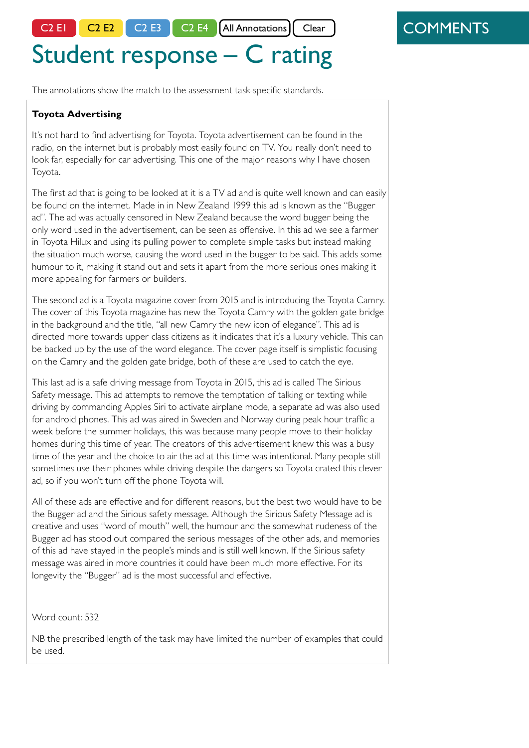C2 E1 C2 E2 C2 E3 C2 E4 All Annotations Clear

# Student response – C rating

COMMENTS

The annotations show the match to the assessment task-specific standards.

**Toyota Advertising**

It's not hard to find advertising for Toyota. Toyota advertisement can be found in the radio, on the internet but is probably most easily found on TV. You really don't need to look far, especially for car advertising. This one of the major reasons why I have chosen Toyota.

The first ad that is going to be looked at it is a TV ad and is quite well known and can easily be found on the internet. Made in in New Zealand 1999 this ad is known as the "Bugger ad". The ad was actually censored in New Zealand because the word bugger being the only word used in the advertisement, can be seen as offensive. In this ad we see a farmer in Toyota Hilux and using its pulling power to complete simple tasks but instead making the situation much worse, causing the word used in the bugger to be said. This adds some humour to it, making it stand out and sets it apart from the more serious ones making it more appealing for farmers or builders.

The second ad is a Toyota magazine cover from 2015 and is introducing the Toyota Camry. The cover of this Toyota magazine has new the Toyota Camry with the golden gate bridge in the background and the title, "all new Camry the new icon of elegance". This ad is directed more towards upper class citizens as it indicates that it's a luxury vehicle. This can be backed up by the use of the word elegance. The cover page itself is simplistic focusing on the Camry and the golden gate bridge, both of these are used to catch the eye.

This last ad is a safe driving message from Toyota in 2015, this ad is called The Sirious Safety message. This ad attempts to remove the temptation of talking or texting while driving by commanding Apples Siri to activate airplane mode, a separate ad was also used for android phones. This ad was aired in Sweden and Norway during peak hour traffic a week before the summer holidays, this was because many people move to their holiday homes during this time of year. The creators of this advertisement knew this was a busy time of the year and the choice to air the ad at this time was intentional. Many people still sometimes use their phones while driving despite the dangers so Toyota crated this clever ad, so if you won't turn off the phone Toyota will.

All of these ads are effective and for different reasons, but the best two would have to be the Bugger ad and the Sirious safety message. Although the Sirious Safety Message ad is creative and uses "word of mouth" well, the humour and the somewhat rudeness of the Bugger ad has stood out compared the serious messages of the other ads, and memories of this ad have stayed in the people's minds and is still well known. If the Sirious safety message was aired in more countries it could have been much more effective. For its longevity the "Bugger" ad is the most successful and effective.

Word count: 532

NB the prescribed length of the task may have limited the number of examples that could be used.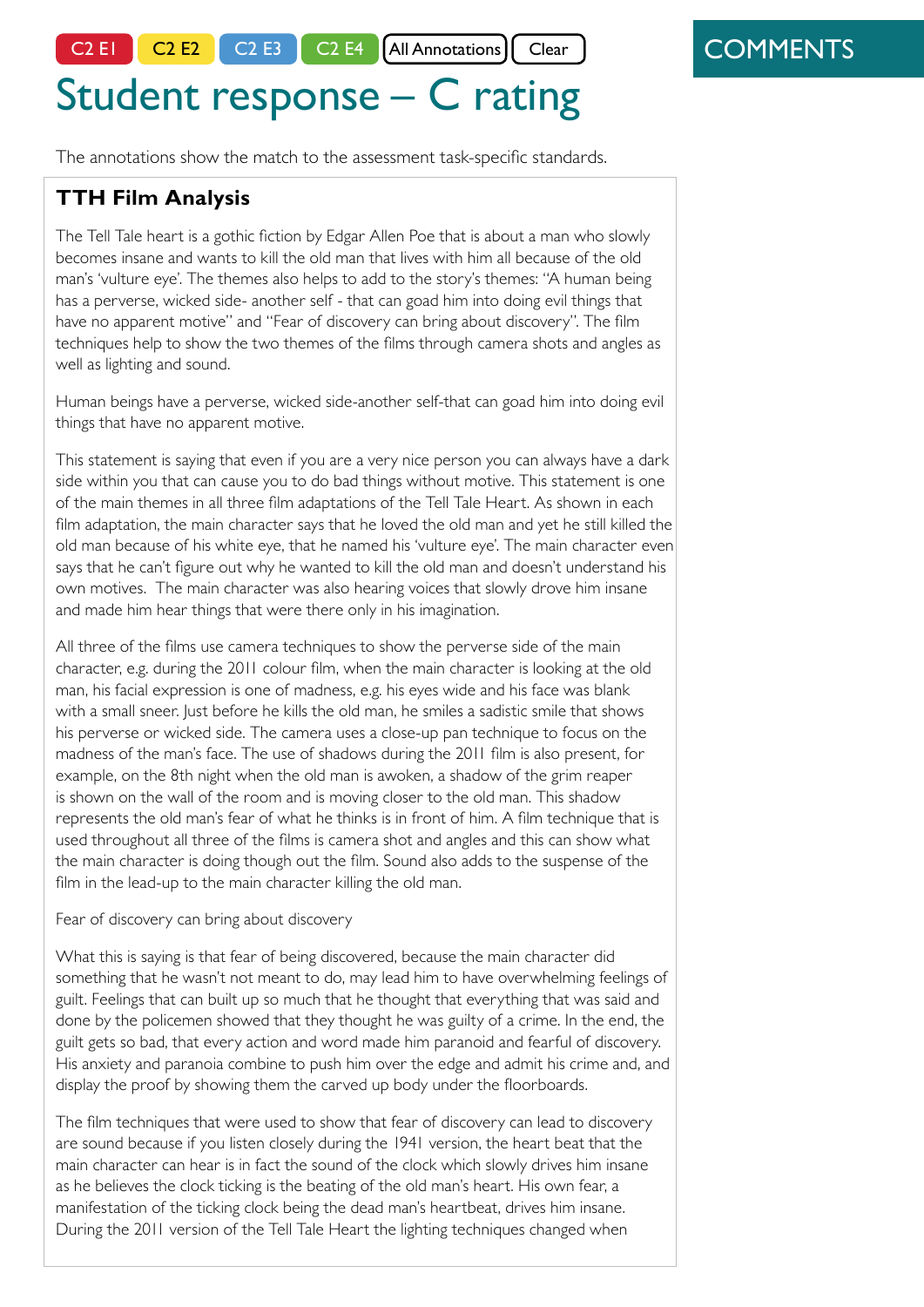C2 E1 | C2 E2 | C2 E3 | C2 E4 | All Annotations | Clear

# Student response – C rating

The annotations show the match to the assessment task-specific standards.

## TTH Film Analysis

The Tell Tale heart is a gothic fiction by Edgar Allen Poe that is about a man who slowly becomes insane and wants to kill the old man that lives with him all because of the old man's 'vulture eye'. The themes also helps to add to the story's themes: "A human being has a perverse, wicked side- another self - that can goad him into doing evil things that have no apparent motive" and "Fear of discovery can bring about discovery". The film techniques help to show the two themes of the films through camera shots and angles as well as lighting and sound.

Human beings have a perverse, wicked side-another self-that can goad him into doing evil things that have no apparent motive.

This statement is saying that even if you are a very nice person you can always have a dark side within you that can cause you to do bad things without motive. This statement is one of the main themes in all three film adaptations of the Tell Tale Heart. As shown in each film adaptation, the main character says that he loved the old man and yet he still killed the old man because of his white eye, that he named his 'vulture eye'. The main character even says that he can't figure out why he wanted to kill the old man and doesn't understand his own motives. The main character was also hearing voices that slowly drove him insane and made him hear things that were there only in his imagination.

All three of the films use camera techniques to show the perverse side of the main character, e.g. during the 2011 colour film, when the main character is looking at the old man, his facial expression is one of madness, e.g. his eyes wide and his face was blank with a small sneer. Just before he kills the old man, he smiles a sadistic smile that shows his perverse or wicked side. The camera uses a close-up pan technique to focus on the madness of the man's face. The use of shadows during the 2011 film is also present, for example, on the 8th night when the old man is awoken, a shadow of the grim reaper is shown on the wall of the room and is moving closer to the old man. This shadow represents the old man's fear of what he thinks is in front of him. A film technique that is used throughout all three of the films is camera shot and angles and this can show what the main character is doing though out the film. Sound also adds to the suspense of the film in the lead-up to the main character killing the old man.

Fear of discovery can bring about discovery

What this is saying is that fear of being discovered, because the main character did something that he wasn't not meant to do, may lead him to have overwhelming feelings of guilt. Feelings that can built up so much that he thought that everything that was said and done by the policemen showed that they thought he was guilty of a crime. In the end, the guilt gets so bad, that every action and word made him paranoid and fearful of discovery. His anxiety and paranoia combine to push him over the edge and admit his crime and, and display the proof by showing them the carved up body under the floorboards.

The film techniques that were used to show that fear of discovery can lead to discovery are sound because if you listen closely during the 1941 version, the heart beat that the main character can hear is in fact the sound of the clock which slowly drives him insane as he believes the clock ticking is the beating of the old man's heart. His own fear, a manifestation of the ticking clock being the dead man's heartbeat, drives him insane. During the 2011 version of the Tell Tale Heart the lighting techniques changed when

COMMENTS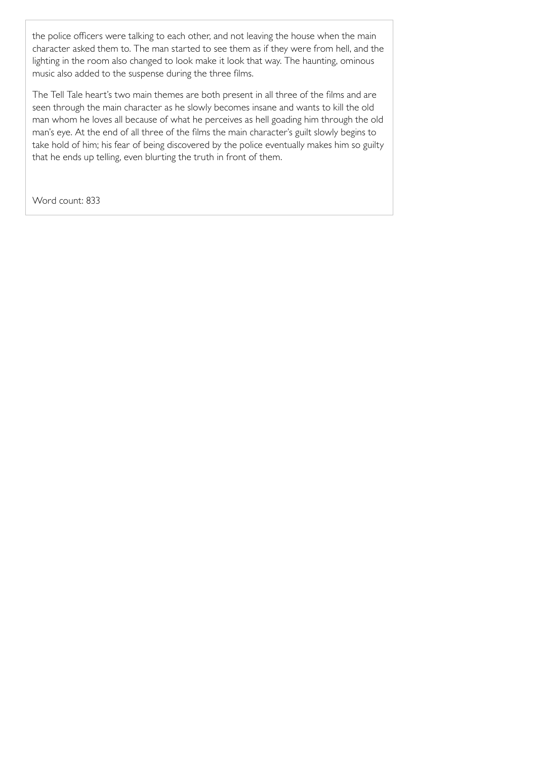the police officers were talking to each other, and not leaving the house when the main character asked them to. The man started to see them as if they were from hell, and the lighting in the room also changed to look make it look that way. The haunting, ominous music also added to the suspense during the three films.

The Tell Tale heart's two main themes are both present in all three of the films and are seen through the main character as he slowly becomes insane and wants to kill the old man whom he loves all because of what he perceives as hell goading him through the old man's eye. At the end of all three of the films the main character's guilt slowly begins to take hold of him; his fear of being discovered by the police eventually makes him so guilty that he ends up telling, even blurting the truth in front of them.

Word count: 833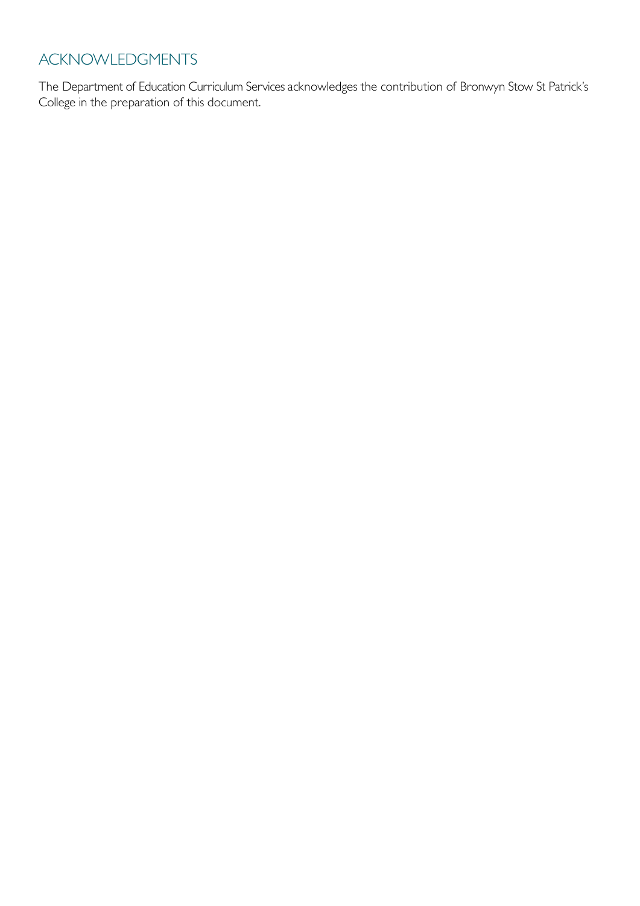# ACKNOWLEDGMENTS

The Department of Education Curriculum Services acknowledges the contribution of Bronwyn Stow St Patrick's College in the preparation of this document.